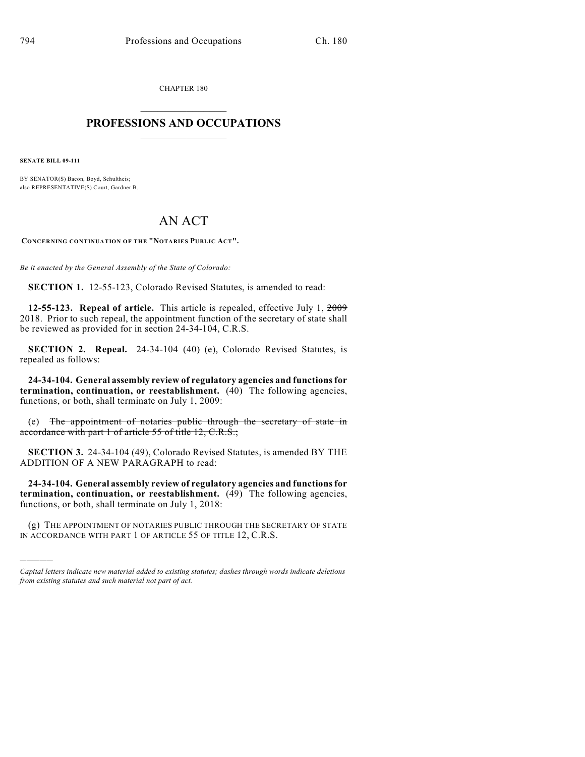CHAPTER 180

# PROFESSIONS AND OCCUPATIONS

**SENATE BILL 09-111**

BY SENATOR(S) Bacon, Boyd, Schultheis;
also REPRESENTATIVE(S) Court, Gardner B.

# AN ACT

**CONCERNING CONTINUATION OF THE "NOTARIES PUBLIC ACT".**

*Be it enacted by the General Assembly of the State of Colorado:*

**SECTION 1.** 12-55-123, Colorado Revised Statutes, is amended to read:

**12-55-123. Repeal of article.** This article is repealed, effective July 1, ~~2009~~ 2018. Prior to such repeal, the appointment function of the secretary of state shall be reviewed as provided for in section 24-34-104, C.R.S.

**SECTION 2. Repeal.** 24-34-104 (40) (e), Colorado Revised Statutes, is repealed as follows:

**24-34-104. General assembly review of regulatory agencies and functions for termination, continuation, or reestablishment.** (40) The following agencies, functions, or both, shall terminate on July 1, 2009:

(e) ~~The appointment of notaries public through the secretary of state in accordance with part 1 of article 55 of title 12, C.R.S.;~~

**SECTION 3.** 24-34-104 (49), Colorado Revised Statutes, is amended BY THE ADDITION OF A NEW PARAGRAPH to read:

**24-34-104. General assembly review of regulatory agencies and functions for termination, continuation, or reestablishment.** (49) The following agencies, functions, or both, shall terminate on July 1, 2018:

(g) THE APPOINTMENT OF NOTARIES PUBLIC THROUGH THE SECRETARY OF STATE IN ACCORDANCE WITH PART 1 OF ARTICLE 55 OF TITLE 12, C.R.S.

---

*Capital letters indicate new material added to existing statutes; dashes through words indicate deletions from existing statutes and such material not part of act.*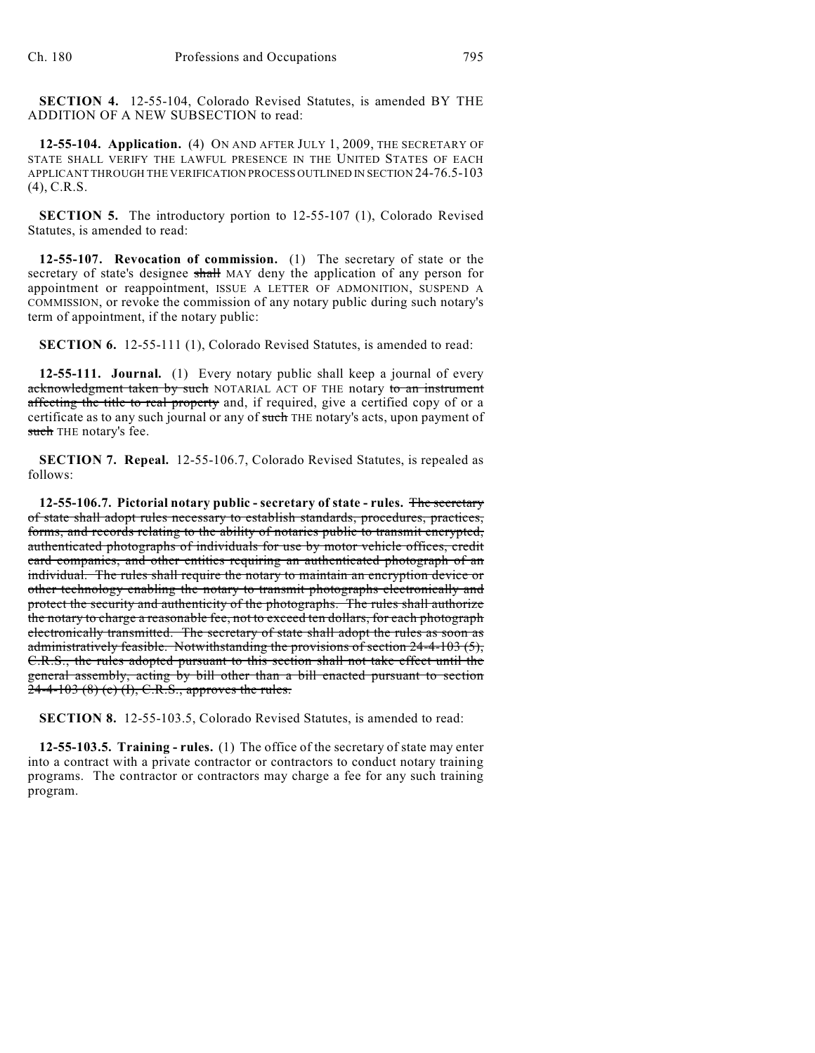**SECTION 4.** 12-55-104, Colorado Revised Statutes, is amended BY THE ADDITION OF A NEW SUBSECTION to read:

**12-55-104. Application.** (4) ON AND AFTER JULY 1, 2009, THE SECRETARY OF STATE SHALL VERIFY THE LAWFUL PRESENCE IN THE UNITED STATES OF EACH APPLICANT THROUGH THE VERIFICATION PROCESS OUTLINED IN SECTION 24-76.5-103 (4), C.R.S.

**SECTION 5.** The introductory portion to 12-55-107 (1), Colorado Revised Statutes, is amended to read:

**12-55-107. Revocation of commission.** (1) The secretary of state or the secretary of state's designee ~~shall~~ MAY deny the application of any person for appointment or reappointment, ISSUE A LETTER OF ADMONITION, SUSPEND A COMMISSION, or revoke the commission of any notary public during such notary's term of appointment, if the notary public:

**SECTION 6.** 12-55-111 (1), Colorado Revised Statutes, is amended to read:

**12-55-111. Journal.** (1) Every notary public shall keep a journal of every ~~acknowledgment taken by such~~ NOTARIAL ACT OF THE notary ~~to an instrument affecting the title to real property~~ and, if required, give a certified copy of or a certificate as to any such journal or any of ~~such~~ THE notary's acts, upon payment of ~~such~~ THE notary's fee.

**SECTION 7. Repeal.** 12-55-106.7, Colorado Revised Statutes, is repealed as follows:

**12-55-106.7. Pictorial notary public - secretary of state - rules.** ~~The secretary of state shall adopt rules necessary to establish standards, procedures, practices, forms, and records relating to the ability of notaries public to transmit encrypted, authenticated photographs of individuals for use by motor vehicle offices, credit card companies, and other entities requiring an authenticated photograph of an individual. The rules shall require the notary to maintain an encryption device or other technology enabling the notary to transmit photographs electronically and protect the security and authenticity of the photographs. The rules shall authorize the notary to charge a reasonable fee, not to exceed ten dollars, for each photograph electronically transmitted. The secretary of state shall adopt the rules as soon as administratively feasible. Notwithstanding the provisions of section 24-4-103 (5), C.R.S., the rules adopted pursuant to this section shall not take effect until the general assembly, acting by bill other than a bill enacted pursuant to section 24-4-103 (8) (c) (I), C.R.S., approves the rules.~~

**SECTION 8.** 12-55-103.5, Colorado Revised Statutes, is amended to read:

**12-55-103.5. Training - rules.** (1) The office of the secretary of state may enter into a contract with a private contractor or contractors to conduct notary training programs. The contractor or contractors may charge a fee for any such training program.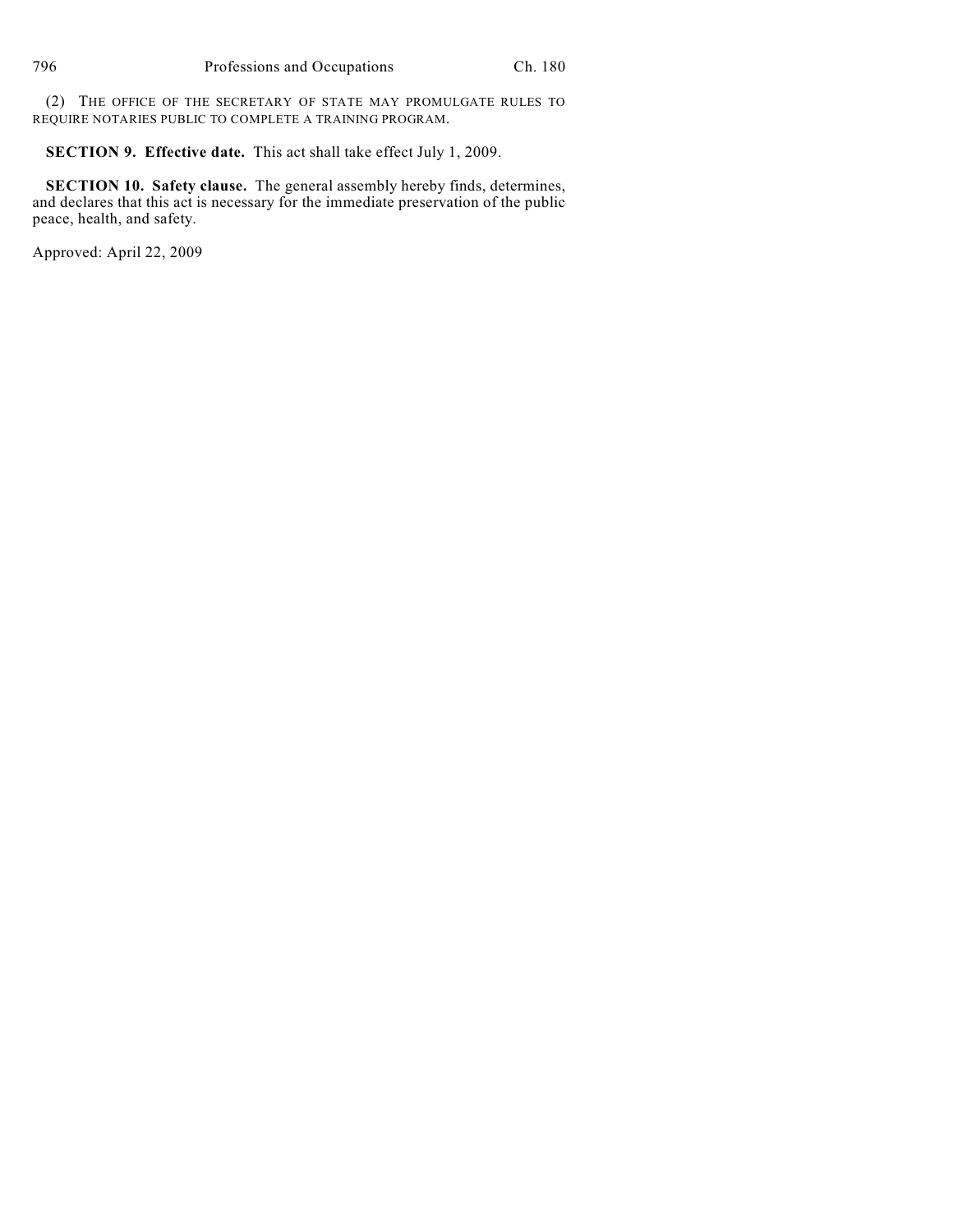(2) THE OFFICE OF THE SECRETARY OF STATE MAY PROMULGATE RULES TO REQUIRE NOTARIES PUBLIC TO COMPLETE A TRAINING PROGRAM.

**SECTION 9. Effective date.** This act shall take effect July 1, 2009.

**SECTION 10. Safety clause.** The general assembly hereby finds, determines, and declares that this act is necessary for the immediate preservation of the public peace, health, and safety.

Approved: April 22, 2009